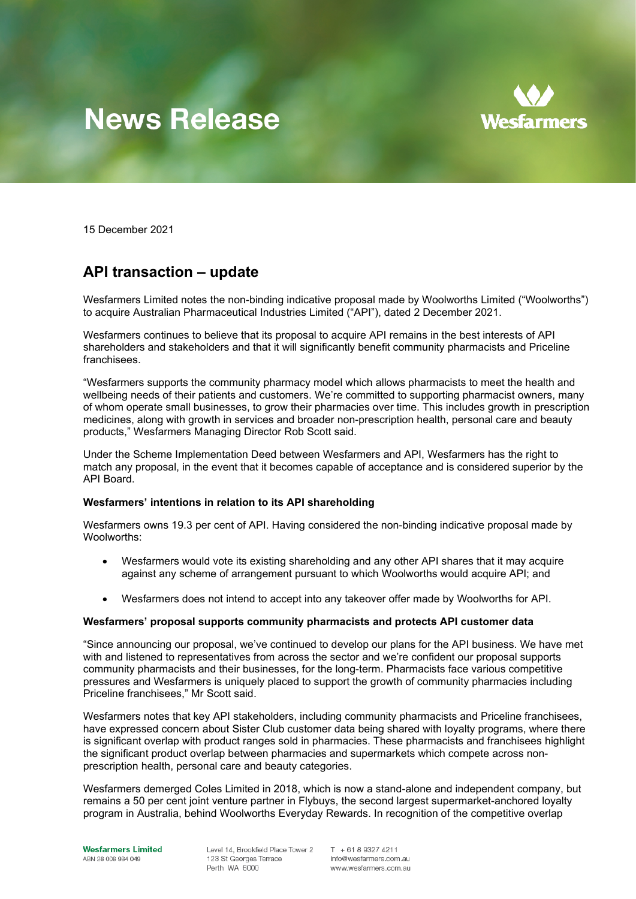# News Release

15 December 2021

## API transaction – update

Wesfarmers Limited notes the non-binding indicative proposal made by Woolworths Limited ("Woolworths") to acquire Australian Pharmaceutical Industries Limited ("API"), dated 2 December 2021.

Wesfarmers continues to believe that its proposal to acquire API remains in the best interests of API shareholders and stakeholders and that it will significantly benefit community pharmacists and Priceline franchisees.

"Wesfarmers supports the community pharmacy model which allows pharmacists to meet the health and wellbeing needs of their patients and customers. We're committed to supporting pharmacist owners, many of whom operate small businesses, to grow their pharmacies over time. This includes growth in prescription medicines, along with growth in services and broader non-prescription health, personal care and beauty products," Wesfarmers Managing Director Rob Scott said.

Under the Scheme Implementation Deed between Wesfarmers and API, Wesfarmers has the right to match any proposal, in the event that it becomes capable of acceptance and is considered superior by the API Board.

**Wesfarmers' intentions in relation to its API shareholding**

Wesfarmers owns 19.3 per cent of API. Having considered the non-binding indicative proposal made by Woolworths:

- Wesfarmers would vote its existing shareholding and any other API shares that it may acquire against any scheme of arrangement pursuant to which Woolworths would acquire API; and
- Wesfarmers does not intend to accept into any takeover offer made by Woolworths for API.

**Wesfarmers' proposal supports community pharmacists and protects API customer data**

"Since announcing our proposal, we've continued to develop our plans for the API business. We have met with and listened to representatives from across the sector and we're confident our proposal supports community pharmacists and their businesses, for the long-term. Pharmacists face various competitive pressures and Wesfarmers is uniquely placed to support the growth of community pharmacies including Priceline franchisees," Mr Scott said.

Wesfarmers notes that key API stakeholders, including community pharmacists and Priceline franchisees, have expressed concern about Sister Club customer data being shared with loyalty programs, where there is significant overlap with product ranges sold in pharmacies. These pharmacists and franchisees highlight the significant product overlap between pharmacies and supermarkets which compete across non-prescription health, personal care and beauty categories.

Wesfarmers demerged Coles Limited in 2018, which is now a stand-alone and independent company, but remains a 50 per cent joint venture partner in Flybuys, the second largest supermarket-anchored loyalty program in Australia, behind Woolworths Everyday Rewards. In recognition of the competitive overlap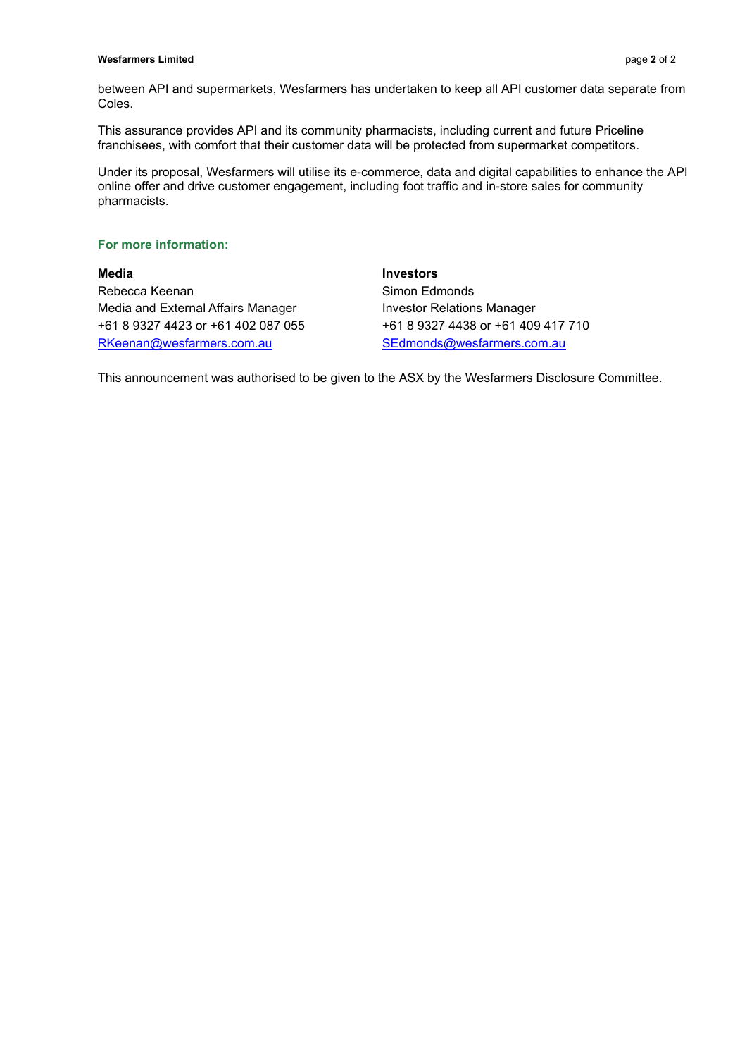between API and supermarkets, Wesfarmers has undertaken to keep all API customer data separate from Coles.

This assurance provides API and its community pharmacists, including current and future Priceline franchisees, with comfort that their customer data will be protected from supermarket competitors.

Under its proposal, Wesfarmers will utilise its e-commerce, data and digital capabilities to enhance the API online offer and drive customer engagement, including foot traffic and in-store sales for community pharmacists.

**For more information:**

**Media**
Rebecca Keenan
Media and External Affairs Manager
+61 8 9327 4423 or +61 402 087 055
RKeenan@wesfarmers.com.au

**Investors**
Simon Edmonds
Investor Relations Manager
+61 8 9327 4438 or +61 409 417 710
SEdmonds@wesfarmers.com.au

This announcement was authorised to be given to the ASX by the Wesfarmers Disclosure Committee.